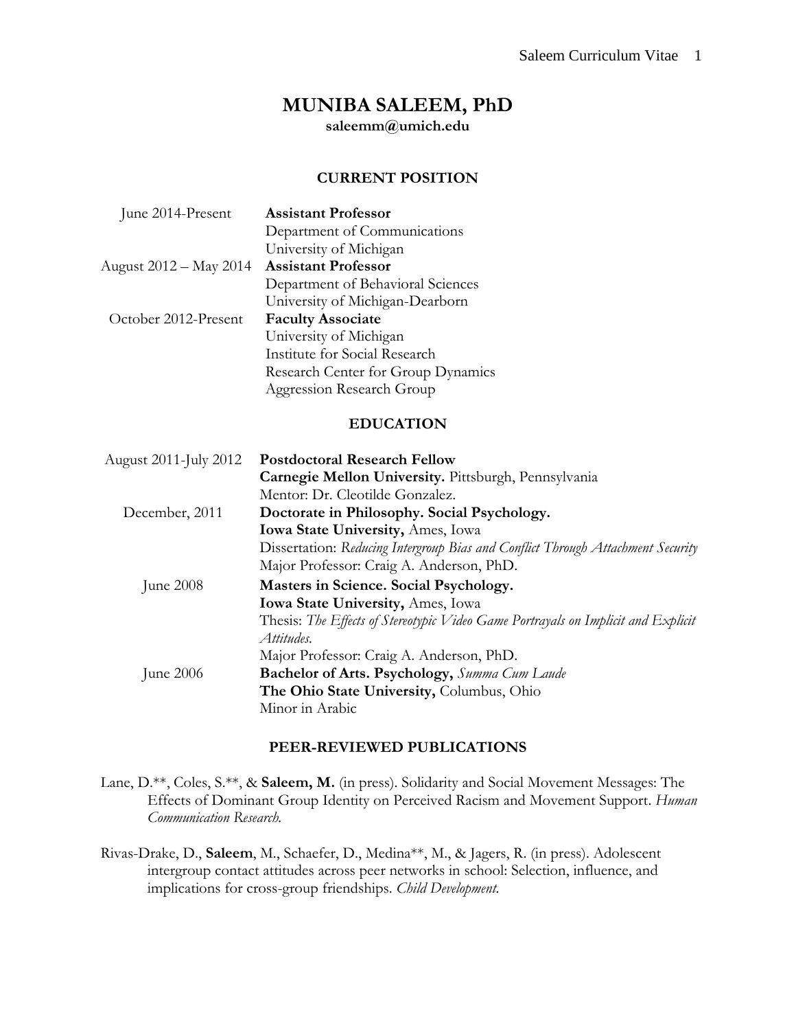# MUNIBA SALEEM, PhD

**saleemm@umich.edu**

## CURRENT POSITION

| | |
|---|---|
| June 2014-Present | **Assistant Professor**<br>Department of Communications<br>University of Michigan |
| August 2012 – May 2014 | **Assistant Professor**<br>Department of Behavioral Sciences<br>University of Michigan-Dearborn |
| October 2012-Present | **Faculty Associate**<br>University of Michigan<br>Institute for Social Research<br>Research Center for Group Dynamics<br>Aggression Research Group |

## EDUCATION

| | |
|---|---|
| August 2011-July 2012 | **Postdoctoral Research Fellow**<br>**Carnegie Mellon University.** Pittsburgh, Pennsylvania<br>Mentor: Dr. Cleotilde Gonzalez. |
| December, 2011 | **Doctorate in Philosophy. Social Psychology.**<br>**Iowa State University,** Ames, Iowa<br>Dissertation: *Reducing Intergroup Bias and Conflict Through Attachment Security*<br>Major Professor: Craig A. Anderson, PhD. |
| June 2008 | **Masters in Science. Social Psychology.**<br>**Iowa State University,** Ames, Iowa<br>Thesis: *The Effects of Stereotypic Video Game Portrayals on Implicit and Explicit Attitudes.*<br>Major Professor: Craig A. Anderson, PhD. |
| June 2006 | **Bachelor of Arts. Psychology,** *Summa Cum Laude*<br>**The Ohio State University,** Columbus, Ohio<br>Minor in Arabic |

## PEER-REVIEWED PUBLICATIONS

Lane, D.**, Coles, S.**, & **Saleem, M.** (in press). Solidarity and Social Movement Messages: The Effects of Dominant Group Identity on Perceived Racism and Movement Support. *Human Communication Research.*

Rivas-Drake, D., **Saleem**, M., Schaefer, D., Medina**, M., & Jagers, R. (in press). Adolescent intergroup contact attitudes across peer networks in school: Selection, influence, and implications for cross-group friendships. *Child Development.*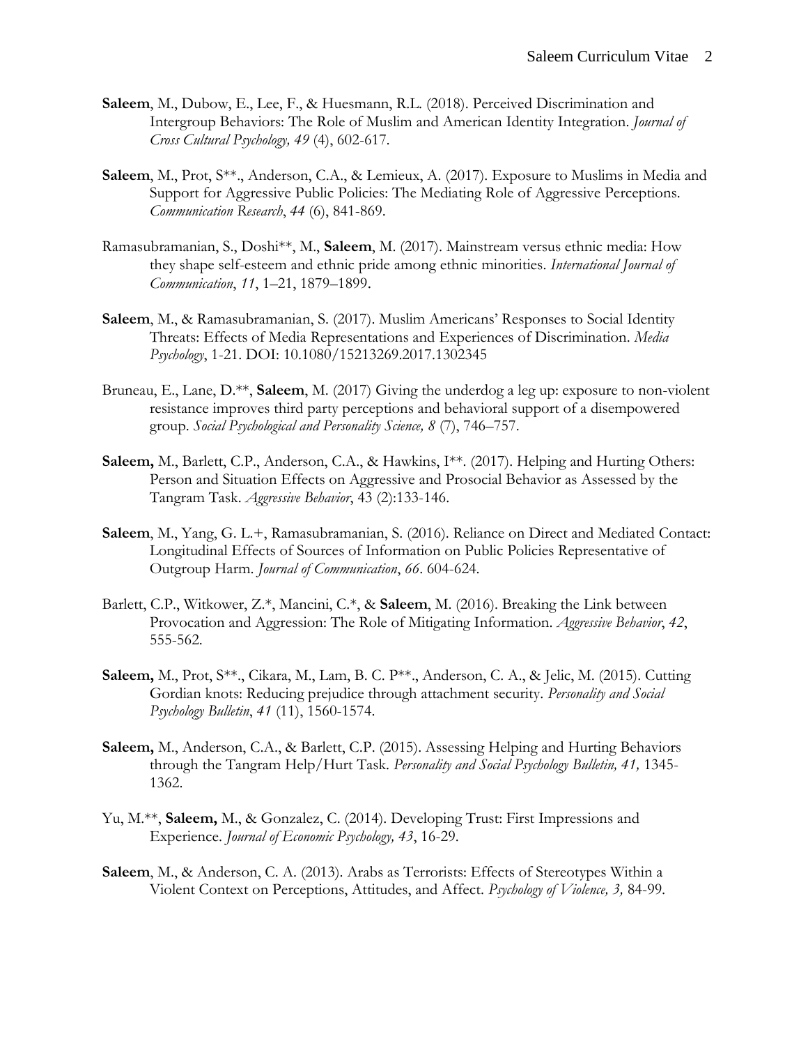**Saleem**, M., Dubow, E., Lee, F., & Huesmann, R.L. (2018). Perceived Discrimination and Intergroup Behaviors: The Role of Muslim and American Identity Integration. *Journal of Cross Cultural Psychology, 49* (4), 602-617.

**Saleem**, M., Prot, S**., Anderson, C.A., & Lemieux, A. (2017). Exposure to Muslims in Media and Support for Aggressive Public Policies: The Mediating Role of Aggressive Perceptions. *Communication Research*, *44* (6), 841-869.

Ramasubramanian, S., Doshi**, M., **Saleem**, M. (2017). Mainstream versus ethnic media: How they shape self-esteem and ethnic pride among ethnic minorities. *International Journal of Communication*, *11*, 1–21, 1879–1899.

**Saleem**, M., & Ramasubramanian, S. (2017). Muslim Americans' Responses to Social Identity Threats: Effects of Media Representations and Experiences of Discrimination. *Media Psychology*, 1-21. DOI: 10.1080/15213269.2017.1302345

Bruneau, E., Lane, D.**, **Saleem**, M. (2017) Giving the underdog a leg up: exposure to non-violent resistance improves third party perceptions and behavioral support of a disempowered group. *Social Psychological and Personality Science, 8* (7), 746–757.

**Saleem,** M., Barlett, C.P., Anderson, C.A., & Hawkins, I**. (2017). Helping and Hurting Others: Person and Situation Effects on Aggressive and Prosocial Behavior as Assessed by the Tangram Task. *Aggressive Behavior*, 43 (2):133-146.

**Saleem**, M., Yang, G. L.+, Ramasubramanian, S. (2016). Reliance on Direct and Mediated Contact: Longitudinal Effects of Sources of Information on Public Policies Representative of Outgroup Harm. *Journal of Communication*, *66*. 604-624.

Barlett, C.P., Witkower, Z.*, Mancini, C.*, & **Saleem**, M. (2016). Breaking the Link between Provocation and Aggression: The Role of Mitigating Information. *Aggressive Behavior*, *42*, 555-562.

**Saleem,** M., Prot, S**., Cikara, M., Lam, B. C. P**., Anderson, C. A., & Jelic, M. (2015). Cutting Gordian knots: Reducing prejudice through attachment security. *Personality and Social Psychology Bulletin*, *41* (11), 1560-1574.

**Saleem,** M., Anderson, C.A., & Barlett, C.P. (2015). Assessing Helping and Hurting Behaviors through the Tangram Help/Hurt Task. *Personality and Social Psychology Bulletin, 41,* 1345-1362.

Yu, M.**, **Saleem,** M., & Gonzalez, C. (2014). Developing Trust: First Impressions and Experience. *Journal of Economic Psychology, 43*, 16-29.

**Saleem**, M., & Anderson, C. A. (2013). Arabs as Terrorists: Effects of Stereotypes Within a Violent Context on Perceptions, Attitudes, and Affect. *Psychology of Violence, 3,* 84-99.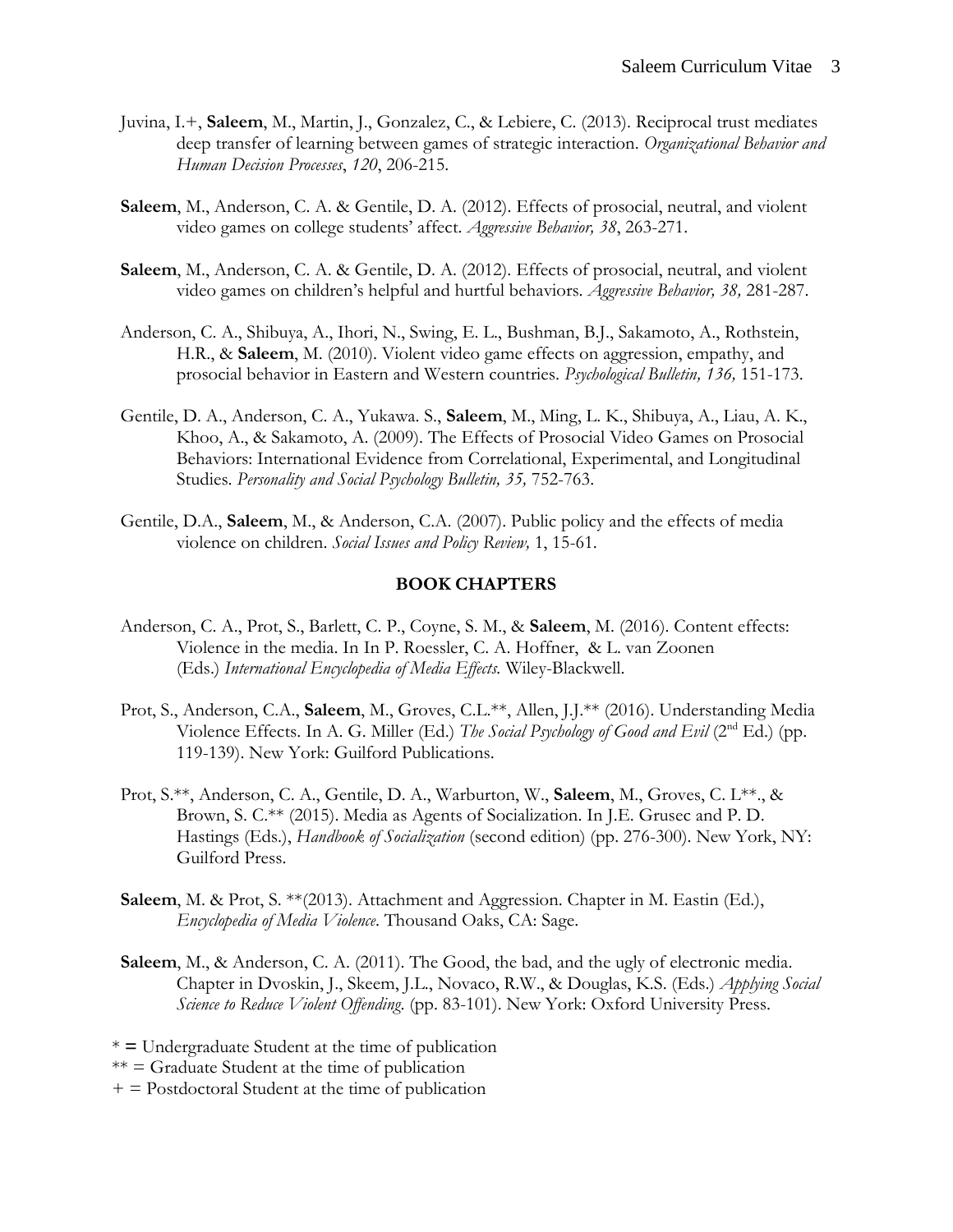Juvina, I.+, **Saleem**, M., Martin, J., Gonzalez, C., & Lebiere, C. (2013). Reciprocal trust mediates deep transfer of learning between games of strategic interaction. *Organizational Behavior and Human Decision Processes*, *120*, 206-215.

**Saleem**, M., Anderson, C. A. & Gentile, D. A. (2012). Effects of prosocial, neutral, and violent video games on college students' affect. *Aggressive Behavior, 38*, 263-271.

**Saleem**, M., Anderson, C. A. & Gentile, D. A. (2012). Effects of prosocial, neutral, and violent video games on children's helpful and hurtful behaviors. *Aggressive Behavior, 38,* 281-287.

Anderson, C. A., Shibuya, A., Ihori, N., Swing, E. L., Bushman, B.J., Sakamoto, A., Rothstein, H.R., & **Saleem**, M. (2010). Violent video game effects on aggression, empathy, and prosocial behavior in Eastern and Western countries. *Psychological Bulletin, 136,* 151-173.

Gentile, D. A., Anderson, C. A., Yukawa. S., **Saleem**, M., Ming, L. K., Shibuya, A., Liau, A. K., Khoo, A., & Sakamoto, A. (2009). The Effects of Prosocial Video Games on Prosocial Behaviors: International Evidence from Correlational, Experimental, and Longitudinal Studies. *Personality and Social Psychology Bulletin, 35,* 752-763.

Gentile, D.A., **Saleem**, M., & Anderson, C.A. (2007). Public policy and the effects of media violence on children. *Social Issues and Policy Review,* 1, 15-61.

## BOOK CHAPTERS

Anderson, C. A., Prot, S., Barlett, C. P., Coyne, S. M., & **Saleem**, M. (2016). Content effects: Violence in the media. In In P. Roessler, C. A. Hoffner, & L. van Zoonen (Eds.) *International Encyclopedia of Media Effects.* Wiley-Blackwell.

Prot, S., Anderson, C.A., **Saleem**, M., Groves, C.L.**, Allen, J.J.** (2016). Understanding Media Violence Effects. In A. G. Miller (Ed.) *The Social Psychology of Good and Evil* (2nd Ed.) (pp. 119-139). New York: Guilford Publications.

Prot, S.**, Anderson, C. A., Gentile, D. A., Warburton, W., **Saleem**, M., Groves, C. L**., & Brown, S. C.** (2015). Media as Agents of Socialization. In J.E. Grusec and P. D. Hastings (Eds.), *Handbook of Socialization* (second edition) (pp. 276-300). New York, NY: Guilford Press.

**Saleem**, M. & Prot, S. **(2013). Attachment and Aggression. Chapter in M. Eastin (Ed.), *Encyclopedia of Media Violence*. Thousand Oaks, CA: Sage.

**Saleem**, M., & Anderson, C. A. (2011). The Good, the bad, and the ugly of electronic media. Chapter in Dvoskin, J., Skeem, J.L., Novaco, R.W., & Douglas, K.S. (Eds.) *Applying Social Science to Reduce Violent Offending*. (pp. 83-101). New York: Oxford University Press.

\* = Undergraduate Student at the time of publication
** = Graduate Student at the time of publication
\+ = Postdoctoral Student at the time of publication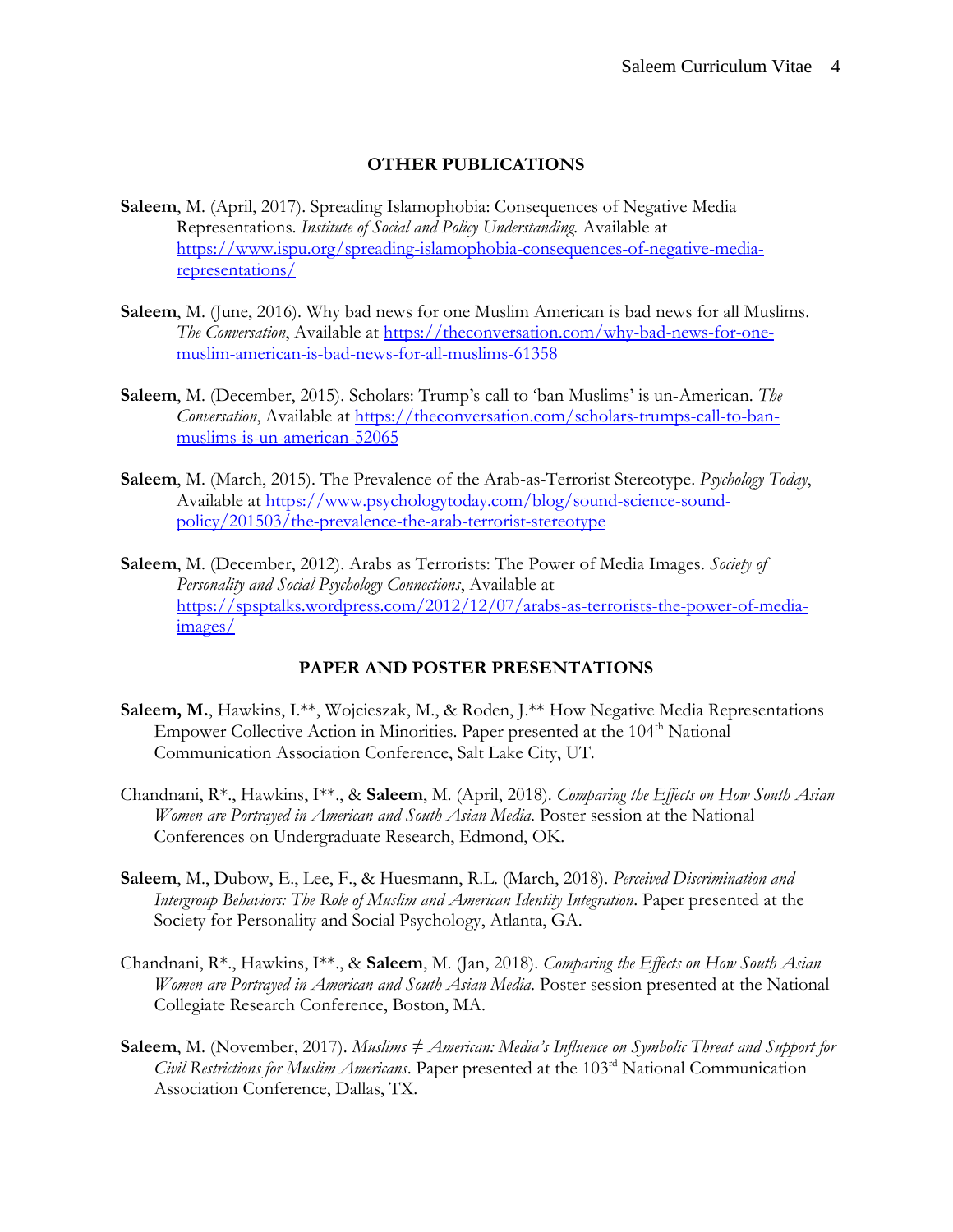## OTHER PUBLICATIONS

**Saleem**, M. (April, 2017). Spreading Islamophobia: Consequences of Negative Media Representations. *Institute of Social and Policy Understanding.* Available at https://www.ispu.org/spreading-islamophobia-consequences-of-negative-media-representations/

**Saleem**, M. (June, 2016). Why bad news for one Muslim American is bad news for all Muslims. *The Conversation*, Available at https://theconversation.com/why-bad-news-for-one-muslim-american-is-bad-news-for-all-muslims-61358

**Saleem**, M. (December, 2015). Scholars: Trump's call to 'ban Muslims' is un-American. *The Conversation*, Available at https://theconversation.com/scholars-trumps-call-to-ban-muslims-is-un-american-52065

**Saleem**, M. (March, 2015). The Prevalence of the Arab-as-Terrorist Stereotype. *Psychology Today*, Available at https://www.psychologytoday.com/blog/sound-science-sound-policy/201503/the-prevalence-the-arab-terrorist-stereotype

**Saleem**, M. (December, 2012). Arabs as Terrorists: The Power of Media Images. *Society of Personality and Social Psychology Connections*, Available at https://spsptalks.wordpress.com/2012/12/07/arabs-as-terrorists-the-power-of-media-images/

## PAPER AND POSTER PRESENTATIONS

**Saleem, M.**, Hawkins, I.**, Wojcieszak, M., & Roden, J.** How Negative Media Representations Empower Collective Action in Minorities. Paper presented at the 104th National Communication Association Conference, Salt Lake City, UT.

Chandnani, R*., Hawkins, I**., & **Saleem**, M. (April, 2018). *Comparing the Effects on How South Asian Women are Portrayed in American and South Asian Media.* Poster session at the National Conferences on Undergraduate Research, Edmond, OK.

**Saleem**, M., Dubow, E., Lee, F., & Huesmann, R.L. (March, 2018). *Perceived Discrimination and Intergroup Behaviors: The Role of Muslim and American Identity Integration*. Paper presented at the Society for Personality and Social Psychology, Atlanta, GA.

Chandnani, R*., Hawkins, I**., & **Saleem**, M. (Jan, 2018). *Comparing the Effects on How South Asian Women are Portrayed in American and South Asian Media.* Poster session presented at the National Collegiate Research Conference, Boston, MA.

**Saleem**, M. (November, 2017). *Muslims ≠ American: Media's Influence on Symbolic Threat and Support for Civil Restrictions for Muslim Americans*. Paper presented at the 103rd National Communication Association Conference, Dallas, TX.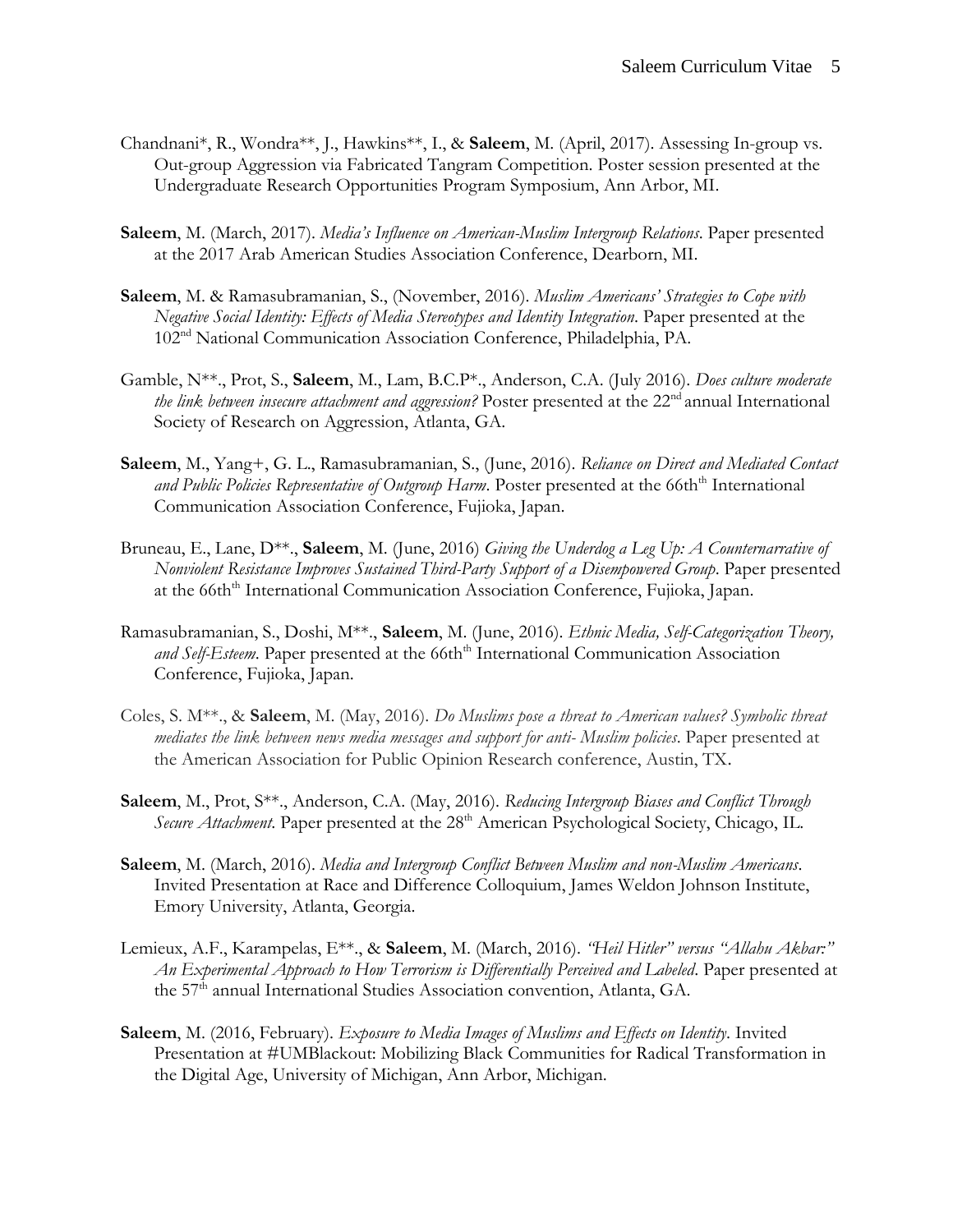Chandnani*, R., Wondra**, J., Hawkins**, I., & **Saleem**, M. (April, 2017). Assessing In-group vs. Out-group Aggression via Fabricated Tangram Competition. Poster session presented at the Undergraduate Research Opportunities Program Symposium, Ann Arbor, MI.

**Saleem**, M. (March, 2017). *Media's Influence on American-Muslim Intergroup Relations*. Paper presented at the 2017 Arab American Studies Association Conference, Dearborn, MI.

**Saleem**, M. & Ramasubramanian, S., (November, 2016). *Muslim Americans' Strategies to Cope with Negative Social Identity: Effects of Media Stereotypes and Identity Integration.* Paper presented at the 102nd National Communication Association Conference, Philadelphia, PA.

Gamble, N**., Prot, S., **Saleem**, M., Lam, B.C.P*., Anderson, C.A. (July 2016). *Does culture moderate the link between insecure attachment and aggression?* Poster presented at the 22nd annual International Society of Research on Aggression, Atlanta, GA.

**Saleem**, M., Yang+, G. L., Ramasubramanian, S., (June, 2016). *Reliance on Direct and Mediated Contact and Public Policies Representative of Outgroup Harm*. Poster presented at the 66th International Communication Association Conference, Fujioka, Japan.

Bruneau, E., Lane, D**., **Saleem**, M. (June, 2016) *Giving the Underdog a Leg Up: A Counternarrative of Nonviolent Resistance Improves Sustained Third-Party Support of a Disempowered Group*. Paper presented at the 66th International Communication Association Conference, Fujioka, Japan.

Ramasubramanian, S., Doshi, M**., **Saleem**, M. (June, 2016). *Ethnic Media, Self-Categorization Theory, and Self-Esteem*. Paper presented at the 66th International Communication Association Conference, Fujioka, Japan.

Coles, S. M**., & **Saleem**, M. (May, 2016). *Do Muslims pose a threat to American values? Symbolic threat mediates the link between news media messages and support for anti- Muslim policies*. Paper presented at the American Association for Public Opinion Research conference, Austin, TX.

**Saleem**, M., Prot, S**., Anderson, C.A. (May, 2016). *Reducing Intergroup Biases and Conflict Through Secure Attachment*. Paper presented at the 28th American Psychological Society, Chicago, IL.

**Saleem**, M. (March, 2016). *Media and Intergroup Conflict Between Muslim and non-Muslim Americans*. Invited Presentation at Race and Difference Colloquium, James Weldon Johnson Institute, Emory University, Atlanta, Georgia.

Lemieux, A.F., Karampelas, E**., & **Saleem**, M. (March, 2016). *"Heil Hitler" versus "Allahu Akbar:" An Experimental Approach to How Terrorism is Differentially Perceived and Labeled*. Paper presented at the 57th annual International Studies Association convention, Atlanta, GA.

**Saleem**, M. (2016, February). *Exposure to Media Images of Muslims and Effects on Identity*. Invited Presentation at #UMBlackout: Mobilizing Black Communities for Radical Transformation in the Digital Age, University of Michigan, Ann Arbor, Michigan.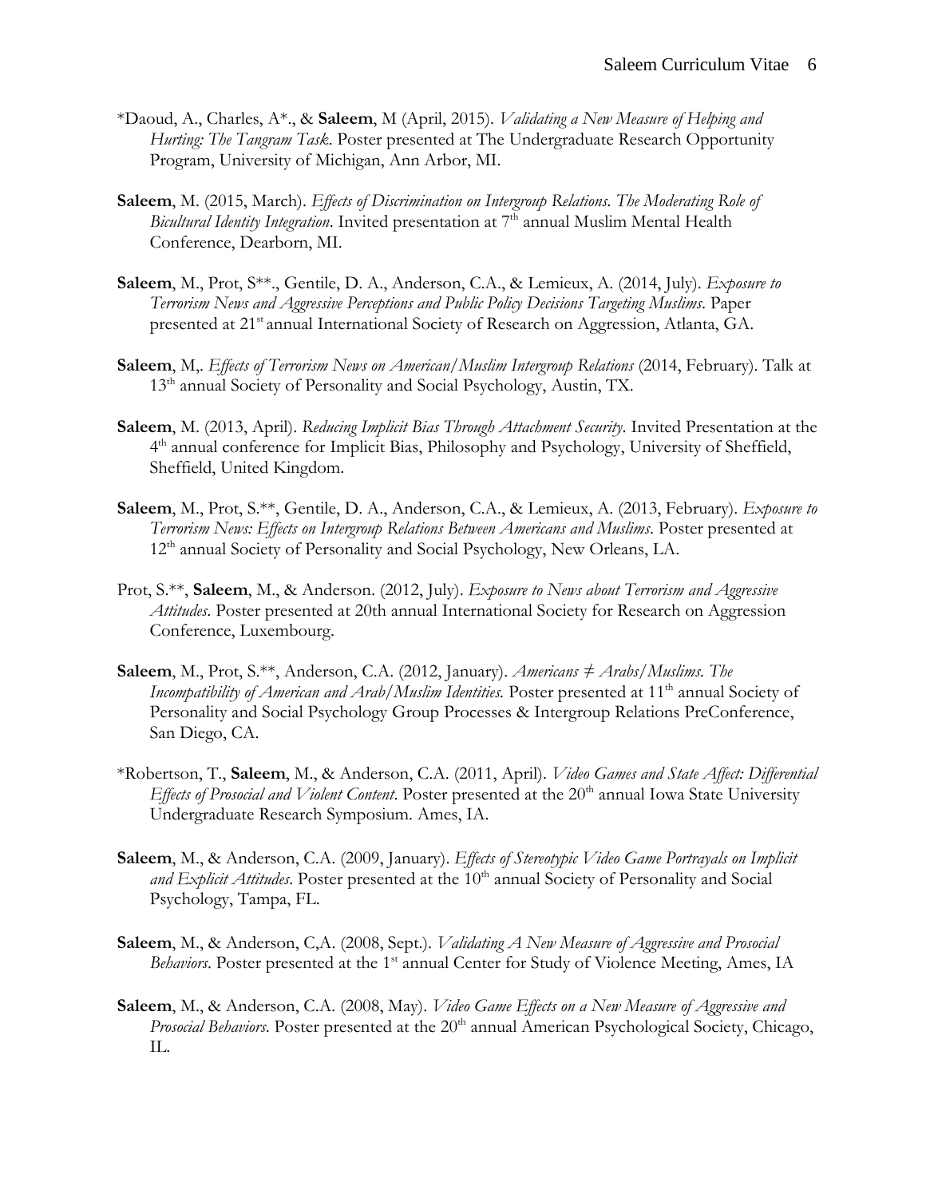*Daoud, A., Charles, A*., & **Saleem**, M (April, 2015). *Validating a New Measure of Helping and Hurting: The Tangram Task*. Poster presented at The Undergraduate Research Opportunity Program, University of Michigan, Ann Arbor, MI.

**Saleem**, M. (2015, March). *Effects of Discrimination on Intergroup Relations. The Moderating Role of Bicultural Identity Integration*. Invited presentation at 7th annual Muslim Mental Health Conference, Dearborn, MI.

**Saleem**, M., Prot, S**., Gentile, D. A., Anderson, C.A., & Lemieux, A. (2014, July). *Exposure to Terrorism News and Aggressive Perceptions and Public Policy Decisions Targeting Muslims*. Paper presented at 21st annual International Society of Research on Aggression, Atlanta, GA.

**Saleem**, M,. *Effects of Terrorism News on American/Muslim Intergroup Relations* (2014, February). Talk at 13th annual Society of Personality and Social Psychology, Austin, TX.

**Saleem**, M. (2013, April). *Reducing Implicit Bias Through Attachment Security*. Invited Presentation at the 4th annual conference for Implicit Bias, Philosophy and Psychology, University of Sheffield, Sheffield, United Kingdom.

**Saleem**, M., Prot, S.**, Gentile, D. A., Anderson, C.A., & Lemieux, A. (2013, February). *Exposure to Terrorism News: Effects on Intergroup Relations Between Americans and Muslims*. Poster presented at 12th annual Society of Personality and Social Psychology, New Orleans, LA.

Prot, S.**, **Saleem**, M., & Anderson. (2012, July). *Exposure to News about Terrorism and Aggressive Attitudes*. Poster presented at 20th annual International Society for Research on Aggression Conference, Luxembourg.

**Saleem**, M., Prot, S.**, Anderson, C.A. (2012, January). *Americans ≠ Arabs/Muslims. The Incompatibility of American and Arab/Muslim Identities.* Poster presented at 11th annual Society of Personality and Social Psychology Group Processes & Intergroup Relations PreConference, San Diego, CA.

*Robertson, T., **Saleem**, M., & Anderson, C.A. (2011, April). *Video Games and State Affect: Differential Effects of Prosocial and Violent Content*. Poster presented at the 20th annual Iowa State University Undergraduate Research Symposium. Ames, IA.

**Saleem**, M., & Anderson, C.A. (2009, January). *Effects of Stereotypic Video Game Portrayals on Implicit and Explicit Attitudes*. Poster presented at the 10th annual Society of Personality and Social Psychology, Tampa, FL.

**Saleem**, M., & Anderson, C,A. (2008, Sept.). *Validating A New Measure of Aggressive and Prosocial Behaviors*. Poster presented at the 1st annual Center for Study of Violence Meeting, Ames, IA

**Saleem**, M., & Anderson, C.A. (2008, May). *Video Game Effects on a New Measure of Aggressive and Prosocial Behaviors*. Poster presented at the 20th annual American Psychological Society, Chicago, IL.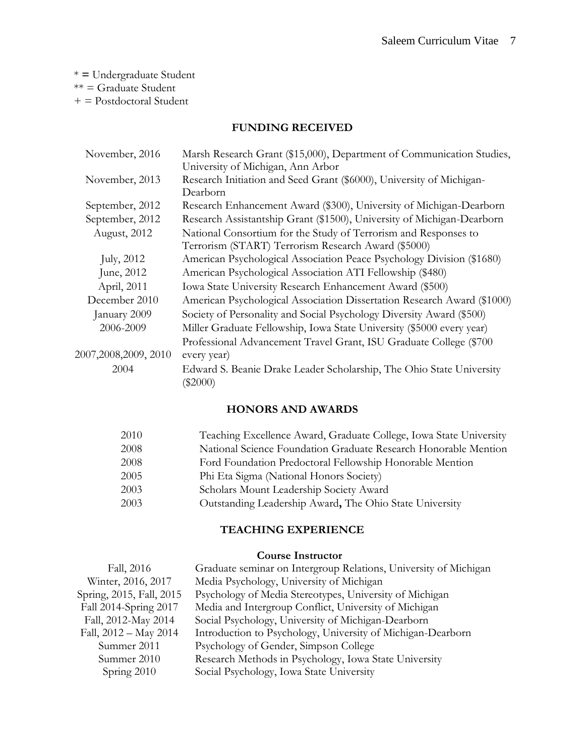* = Undergraduate Student
** = Graduate Student
+ = Postdoctoral Student

## FUNDING RECEIVED

| | |
|---|---|
| November, 2016 | Marsh Research Grant ($15,000), Department of Communication Studies, University of Michigan, Ann Arbor |
| November, 2013 | Research Initiation and Seed Grant ($6000), University of Michigan-Dearborn |
| September, 2012 | Research Enhancement Award ($300), University of Michigan-Dearborn |
| September, 2012 | Research Assistantship Grant ($1500), University of Michigan-Dearborn |
| August, 2012 | National Consortium for the Study of Terrorism and Responses to Terrorism (START) Terrorism Research Award ($5000) |
| July, 2012 | American Psychological Association Peace Psychology Division ($1680) |
| June, 2012 | American Psychological Association ATI Fellowship ($480) |
| April, 2011 | Iowa State University Research Enhancement Award ($500) |
| December 2010 | American Psychological Association Dissertation Research Award ($1000) |
| January 2009 | Society of Personality and Social Psychology Diversity Award ($500) |
| 2006-2009 | Miller Graduate Fellowship, Iowa State University ($5000 every year) |
| 2007,2008,2009, 2010 | Professional Advancement Travel Grant, ISU Graduate College ($700 every year) |
| 2004 | Edward S. Beanie Drake Leader Scholarship, The Ohio State University ($2000) |

## HONORS AND AWARDS

| | |
|---|---|
| 2010 | Teaching Excellence Award, Graduate College, Iowa State University |
| 2008 | National Science Foundation Graduate Research Honorable Mention |
| 2008 | Ford Foundation Predoctoral Fellowship Honorable Mention |
| 2005 | Phi Eta Sigma (National Honors Society) |
| 2003 | Scholars Mount Leadership Society Award |
| 2003 | Outstanding Leadership Award**,** The Ohio State University |

## TEACHING EXPERIENCE

### Course Instructor

| | |
|---|---|
| Fall, 2016 | Graduate seminar on Intergroup Relations, University of Michigan |
| Winter, 2016, 2017 | Media Psychology, University of Michigan |
| Spring, 2015, Fall, 2015 | Psychology of Media Stereotypes, University of Michigan |
| Fall 2014-Spring 2017 | Media and Intergroup Conflict, University of Michigan |
| Fall, 2012-May 2014 | Social Psychology, University of Michigan-Dearborn |
| Fall, 2012 – May 2014 | Introduction to Psychology, University of Michigan-Dearborn |
| Summer 2011 | Psychology of Gender, Simpson College |
| Summer 2010 | Research Methods in Psychology, Iowa State University |
| Spring 2010 | Social Psychology, Iowa State University |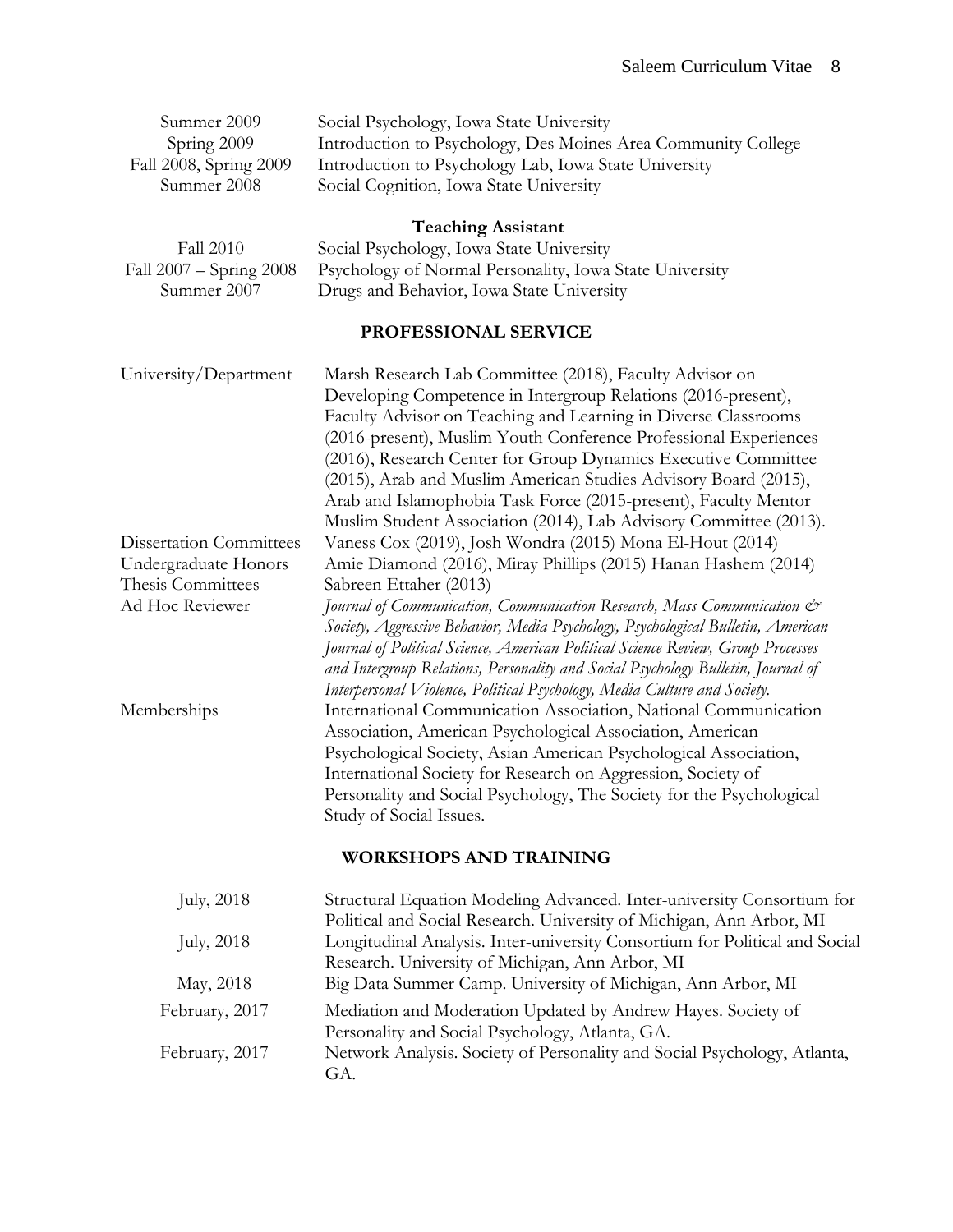| | |
|---|---|
| Summer 2009 | Social Psychology, Iowa State University |
| Spring 2009 | Introduction to Psychology, Des Moines Area Community College |
| Fall 2008, Spring 2009 | Introduction to Psychology Lab, Iowa State University |
| Summer 2008 | Social Cognition, Iowa State University |

### Teaching Assistant

| | |
|---|---|
| Fall 2010 | Social Psychology, Iowa State University |
| Fall 2007 – Spring 2008 | Psychology of Normal Personality, Iowa State University |
| Summer 2007 | Drugs and Behavior, Iowa State University |

## PROFESSIONAL SERVICE

| | |
|---|---|
| University/Department | Marsh Research Lab Committee (2018), Faculty Advisor on Developing Competence in Intergroup Relations (2016-present), Faculty Advisor on Teaching and Learning in Diverse Classrooms (2016-present), Muslim Youth Conference Professional Experiences (2016), Research Center for Group Dynamics Executive Committee (2015), Arab and Muslim American Studies Advisory Board (2015), Arab and Islamophobia Task Force (2015-present), Faculty Mentor Muslim Student Association (2014), Lab Advisory Committee (2013). |
| Dissertation Committees | Vaness Cox (2019), Josh Wondra (2015) Mona El-Hout (2014) |
| Undergraduate Honors Thesis Committees | Amie Diamond (2016), Miray Phillips (2015) Hanan Hashem (2014) Sabreen Ettaher (2013) |
| Ad Hoc Reviewer | *Journal of Communication, Communication Research, Mass Communication & Society, Aggressive Behavior, Media Psychology, Psychological Bulletin, American Journal of Political Science, American Political Science Review, Group Processes and Intergroup Relations, Personality and Social Psychology Bulletin, Journal of Interpersonal Violence, Political Psychology, Media Culture and Society.* |
| Memberships | International Communication Association, National Communication Association, American Psychological Association, American Psychological Society, Asian American Psychological Association, International Society for Research on Aggression, Society of Personality and Social Psychology, The Society for the Psychological Study of Social Issues. |

## WORKSHOPS AND TRAINING

| | |
|---|---|
| July, 2018 | Structural Equation Modeling Advanced. Inter-university Consortium for Political and Social Research. University of Michigan, Ann Arbor, MI |
| July, 2018 | Longitudinal Analysis. Inter-university Consortium for Political and Social Research. University of Michigan, Ann Arbor, MI |
| May, 2018 | Big Data Summer Camp. University of Michigan, Ann Arbor, MI |
| February, 2017 | Mediation and Moderation Updated by Andrew Hayes. Society of Personality and Social Psychology, Atlanta, GA. |
| February, 2017 | Network Analysis. Society of Personality and Social Psychology, Atlanta, GA. |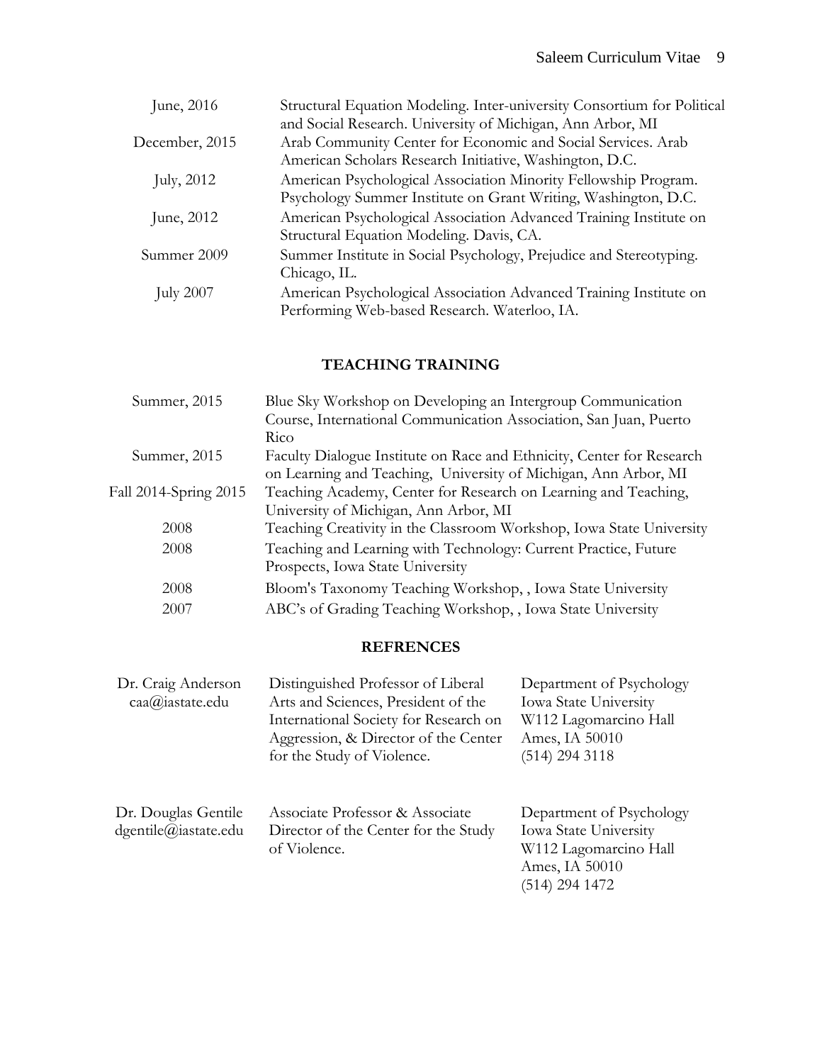| | |
|---|---|
| June, 2016 | Structural Equation Modeling. Inter-university Consortium for Political and Social Research. University of Michigan, Ann Arbor, MI |
| December, 2015 | Arab Community Center for Economic and Social Services. Arab American Scholars Research Initiative, Washington, D.C. |
| July, 2012 | American Psychological Association Minority Fellowship Program. Psychology Summer Institute on Grant Writing, Washington, D.C. |
| June, 2012 | American Psychological Association Advanced Training Institute on Structural Equation Modeling. Davis, CA. |
| Summer 2009 | Summer Institute in Social Psychology, Prejudice and Stereotyping. Chicago, IL. |
| July 2007 | American Psychological Association Advanced Training Institute on Performing Web-based Research. Waterloo, IA. |

## TEACHING TRAINING

| | |
|---|---|
| Summer, 2015 | Blue Sky Workshop on Developing an Intergroup Communication Course, International Communication Association, San Juan, Puerto Rico |
| Summer, 2015 | Faculty Dialogue Institute on Race and Ethnicity, Center for Research on Learning and Teaching, University of Michigan, Ann Arbor, MI |
| Fall 2014-Spring 2015 | Teaching Academy, Center for Research on Learning and Teaching, University of Michigan, Ann Arbor, MI |
| 2008 | Teaching Creativity in the Classroom Workshop, Iowa State University |
| 2008 | Teaching and Learning with Technology: Current Practice, Future Prospects, Iowa State University |
| 2008 | Bloom's Taxonomy Teaching Workshop, , Iowa State University |
| 2007 | ABC's of Grading Teaching Workshop, , Iowa State University |

## REFRENCES

| | | |
|---|---|---|
| Dr. Craig Anderson<br>caa@iastate.edu | Distinguished Professor of Liberal Arts and Sciences, President of the International Society for Research on Aggression, & Director of the Center for the Study of Violence. | Department of Psychology<br>Iowa State University<br>W112 Lagomarcino Hall<br>Ames, IA 50010<br>(514) 294 3118 |
| Dr. Douglas Gentile<br>dgentile@iastate.edu | Associate Professor & Associate Director of the Center for the Study of Violence. | Department of Psychology<br>Iowa State University<br>W112 Lagomarcino Hall<br>Ames, IA 50010<br>(514) 294 1472 |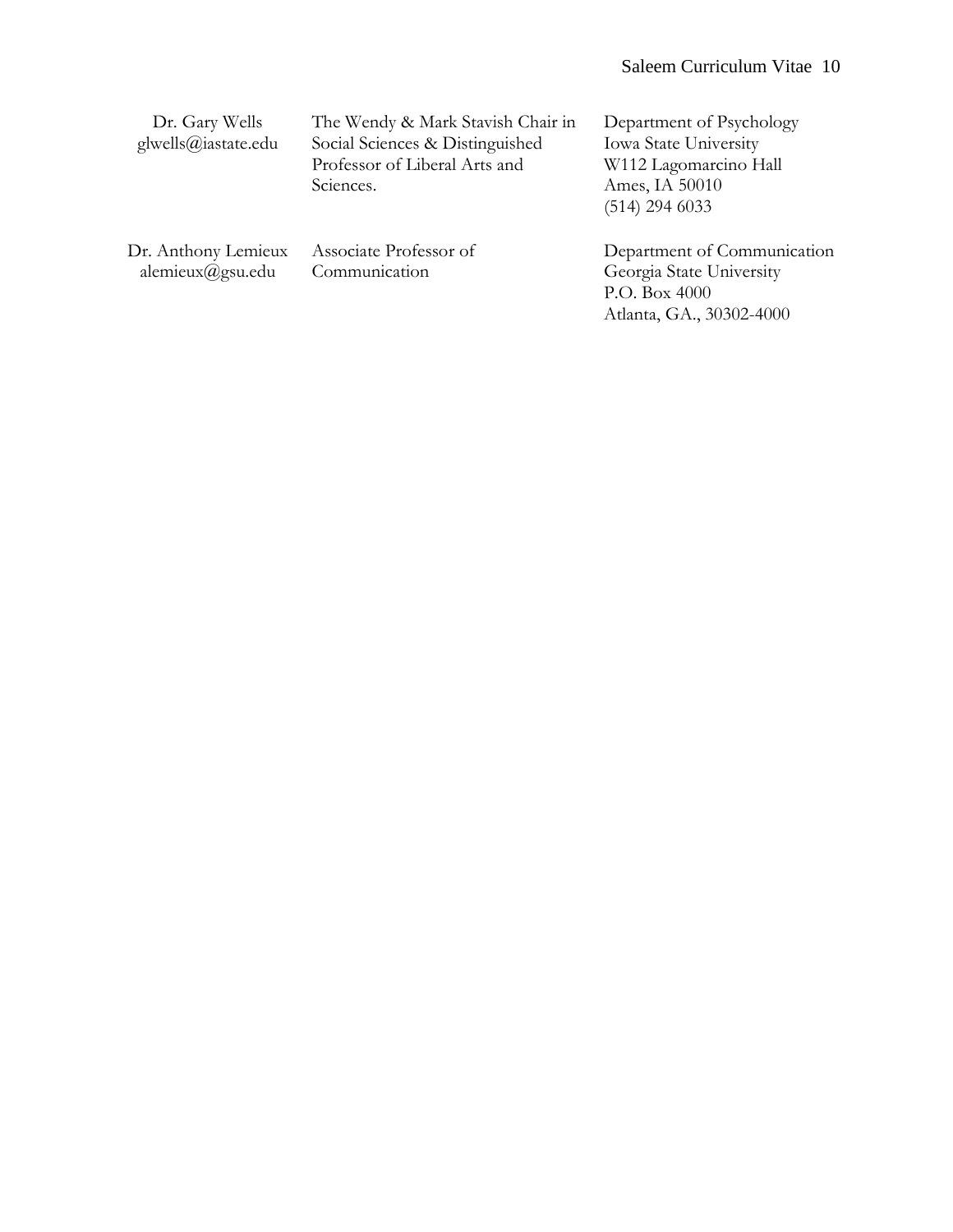| | | |
|---|---|---|
| Dr. Gary Wells<br>glwells@iastate.edu | The Wendy & Mark Stavish Chair in Social Sciences & Distinguished Professor of Liberal Arts and Sciences. | Department of Psychology<br>Iowa State University<br>W112 Lagomarcino Hall<br>Ames, IA 50010<br>(514) 294 6033 |
| Dr. Anthony Lemieux<br>alemieux@gsu.edu | Associate Professor of Communication | Department of Communication<br>Georgia State University<br>P.O. Box 4000<br>Atlanta, GA., 30302-4000 |